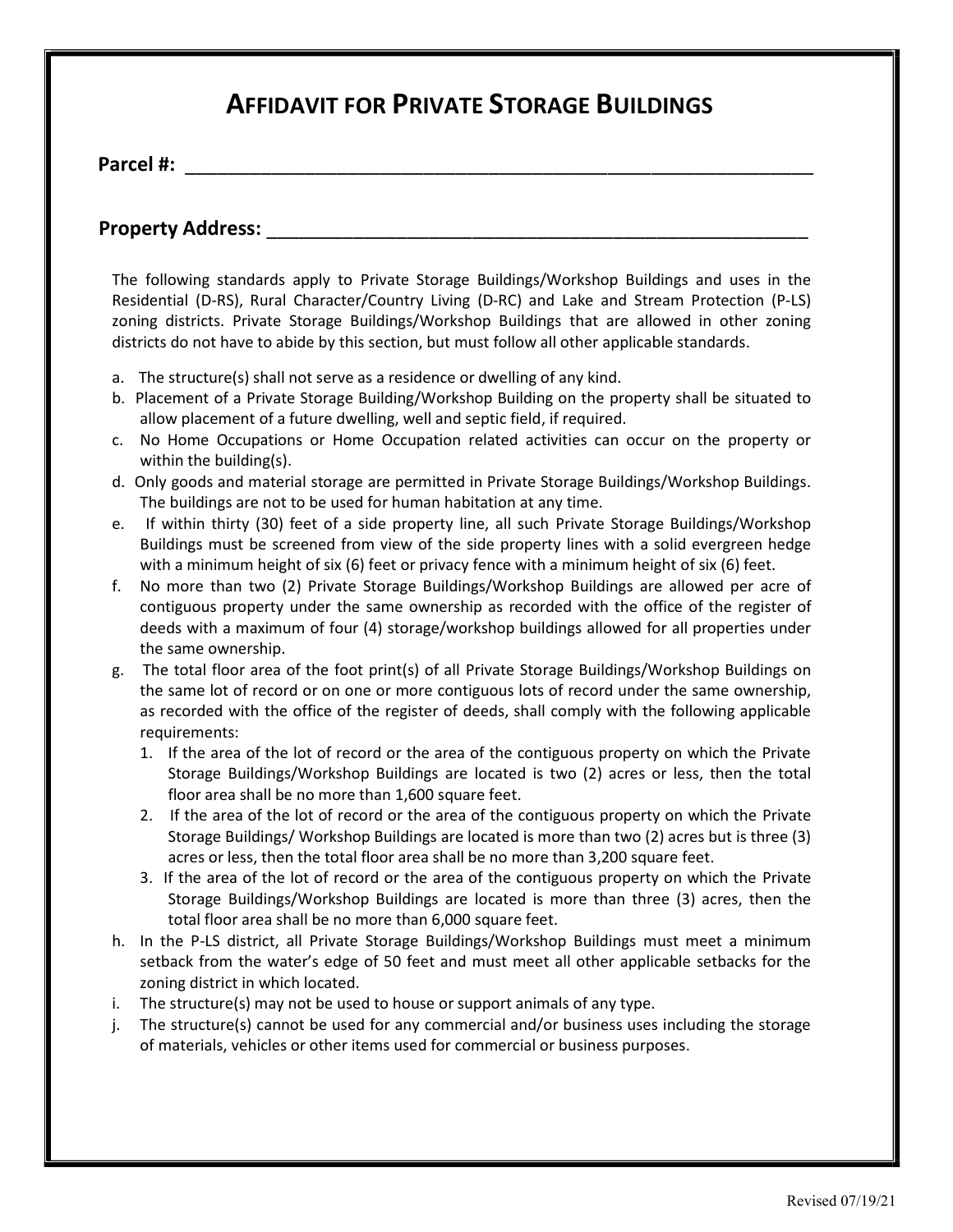# AFFIDAVIT FOR PRIVATE STORAGE BUILDINGS

**Parcel #:** ____________________________________________________________

**Property Address:** ____________________________________________________

The following standards apply to Private Storage Buildings/Workshop Buildings and uses in the Residential (D-RS), Rural Character/Country Living (D-RC) and Lake and Stream Protection (P-LS) zoning districts. Private Storage Buildings/Workshop Buildings that are allowed in other zoning districts do not have to abide by this section, but must follow all other applicable standards.

a. The structure(s) shall not serve as a residence or dwelling of any kind.

b. Placement of a Private Storage Building/Workshop Building on the property shall be situated to allow placement of a future dwelling, well and septic field, if required.

c. No Home Occupations or Home Occupation related activities can occur on the property or within the building(s).

d. Only goods and material storage are permitted in Private Storage Buildings/Workshop Buildings. The buildings are not to be used for human habitation at any time.

e. If within thirty (30) feet of a side property line, all such Private Storage Buildings/Workshop Buildings must be screened from view of the side property lines with a solid evergreen hedge with a minimum height of six (6) feet or privacy fence with a minimum height of six (6) feet.

f. No more than two (2) Private Storage Buildings/Workshop Buildings are allowed per acre of contiguous property under the same ownership as recorded with the office of the register of deeds with a maximum of four (4) storage/workshop buildings allowed for all properties under the same ownership.

g. The total floor area of the foot print(s) of all Private Storage Buildings/Workshop Buildings on the same lot of record or on one or more contiguous lots of record under the same ownership, as recorded with the office of the register of deeds, shall comply with the following applicable requirements:

   1. If the area of the lot of record or the area of the contiguous property on which the Private Storage Buildings/Workshop Buildings are located is two (2) acres or less, then the total floor area shall be no more than 1,600 square feet.
   2. If the area of the lot of record or the area of the contiguous property on which the Private Storage Buildings/ Workshop Buildings are located is more than two (2) acres but is three (3) acres or less, then the total floor area shall be no more than 3,200 square feet.
   3. If the area of the lot of record or the area of the contiguous property on which the Private Storage Buildings/Workshop Buildings are located is more than three (3) acres, then the total floor area shall be no more than 6,000 square feet.

h. In the P-LS district, all Private Storage Buildings/Workshop Buildings must meet a minimum setback from the water's edge of 50 feet and must meet all other applicable setbacks for the zoning district in which located.

i. The structure(s) may not be used to house or support animals of any type.

j. The structure(s) cannot be used for any commercial and/or business uses including the storage of materials, vehicles or other items used for commercial or business purposes.

Revised 07/19/21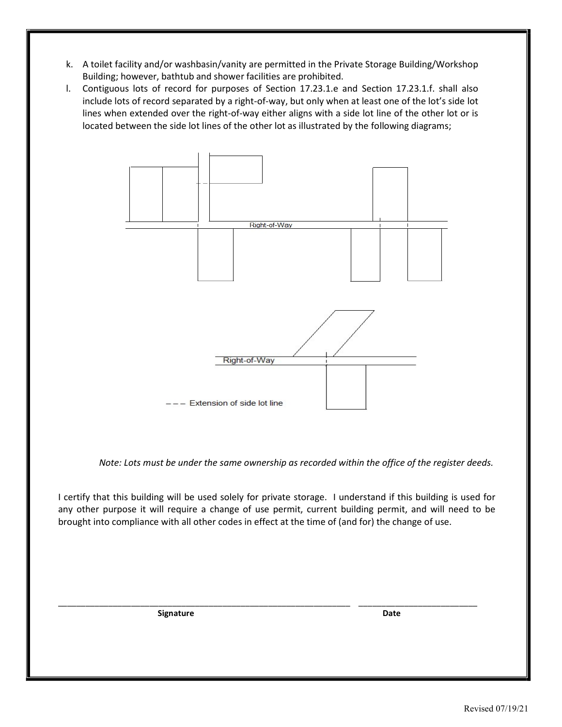k. A toilet facility and/or washbasin/vanity are permitted in the Private Storage Building/Workshop Building; however, bathtub and shower facilities are prohibited.

l. Contiguous lots of record for purposes of Section 17.23.1.e and Section 17.23.1.f. shall also include lots of record separated by a right-of-way, but only when at least one of the lot's side lot lines when extended over the right-of-way either aligns with a side lot line of the other lot or is located between the side lot lines of the other lot as illustrated by the following diagrams;

Right-of-Way

Right-of-Way

– – – Extension of side lot line

*Note: Lots must be under the same ownership as recorded within the office of the register deeds.*

I certify that this building will be used solely for private storage. I understand if this building is used for any other purpose it will require a change of use permit, current building permit, and will need to be brought into compliance with all other codes in effect at the time of (and for) the change of use.

\_\_\_\_\_\_\_\_\_\_\_\_\_\_\_\_\_\_\_\_\_\_\_\_\_\_\_\_\_\_\_\_\_\_\_\_\_\_\_\_ \_\_\_\_\_\_\_\_\_\_\_\_\_\_\_\_\_\_\_\_\_\_\_\_

**Signature** **Date**

Revised 07/19/21